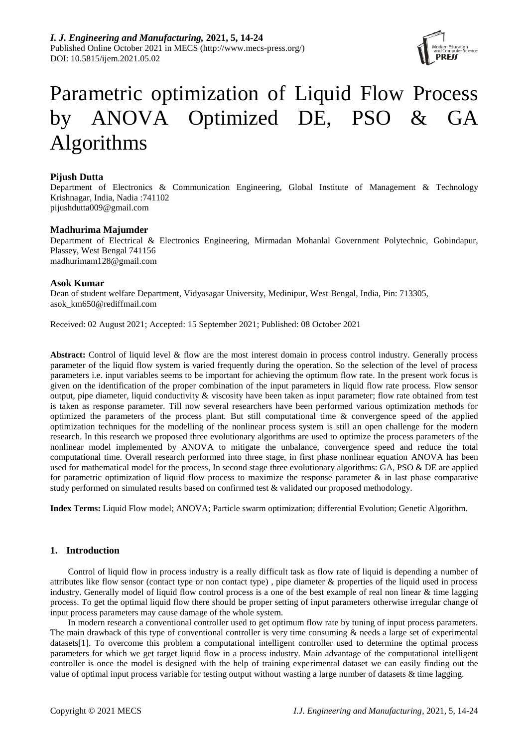# Parametric optimization of Liquid Flow Process by ANOVA Optimized DE, PSO & GA Algorithms

**Pijush Dutta**

Department of Electronics & Communication Engineering, Global Institute of Management & Technology Krishnagar, India, Nadia :741102
pijushdutta009@gmail.com

**Madhurima Majumder**

Department of Electrical & Electronics Engineering, Mirmadan Mohanlal Government Polytechnic, Gobindapur, Plassey, West Bengal 741156
madhurimam128@gmail.com

**Asok Kumar**

Dean of student welfare Department, Vidyasagar University, Medinipur, West Bengal, India, Pin: 713305,
asok_km650@rediffmail.com

Received: 02 August 2021; Accepted: 15 September 2021; Published: 08 October 2021

**Abstract:** Control of liquid level & flow are the most interest domain in process control industry. Generally process parameter of the liquid flow system is varied frequently during the operation. So the selection of the level of process parameters i.e. input variables seems to be important for achieving the optimum flow rate. In the present work focus is given on the identification of the proper combination of the input parameters in liquid flow rate process. Flow sensor output, pipe diameter, liquid conductivity & viscosity have been taken as input parameter; flow rate obtained from test is taken as response parameter. Till now several researchers have been performed various optimization methods for optimized the parameters of the process plant. But still computational time & convergence speed of the applied optimization techniques for the modelling of the nonlinear process system is still an open challenge for the modern research. In this research we proposed three evolutionary algorithms are used to optimize the process parameters of the nonlinear model implemented by ANOVA to mitigate the unbalance, convergence speed and reduce the total computational time. Overall research performed into three stage, in first phase nonlinear equation ANOVA has been used for mathematical model for the process, In second stage three evolutionary algorithms: GA, PSO & DE are applied for parametric optimization of liquid flow process to maximize the response parameter & in last phase comparative study performed on simulated results based on confirmed test & validated our proposed methodology.

**Index Terms:** Liquid Flow model; ANOVA; Particle swarm optimization; differential Evolution; Genetic Algorithm.

## 1. Introduction

Control of liquid flow in process industry is a really difficult task as flow rate of liquid is depending a number of attributes like flow sensor (contact type or non contact type) , pipe diameter & properties of the liquid used in process industry. Generally model of liquid flow control process is a one of the best example of real non linear & time lagging process. To get the optimal liquid flow there should be proper setting of input parameters otherwise irregular change of input process parameters may cause damage of the whole system.

In modern research a conventional controller used to get optimum flow rate by tuning of input process parameters. The main drawback of this type of conventional controller is very time consuming & needs a large set of experimental datasets[1]. To overcome this problem a computational intelligent controller used to determine the optimal process parameters for which we get target liquid flow in a process industry. Main advantage of the computational intelligent controller is once the model is designed with the help of training experimental dataset we can easily finding out the value of optimal input process variable for testing output without wasting a large number of datasets & time lagging.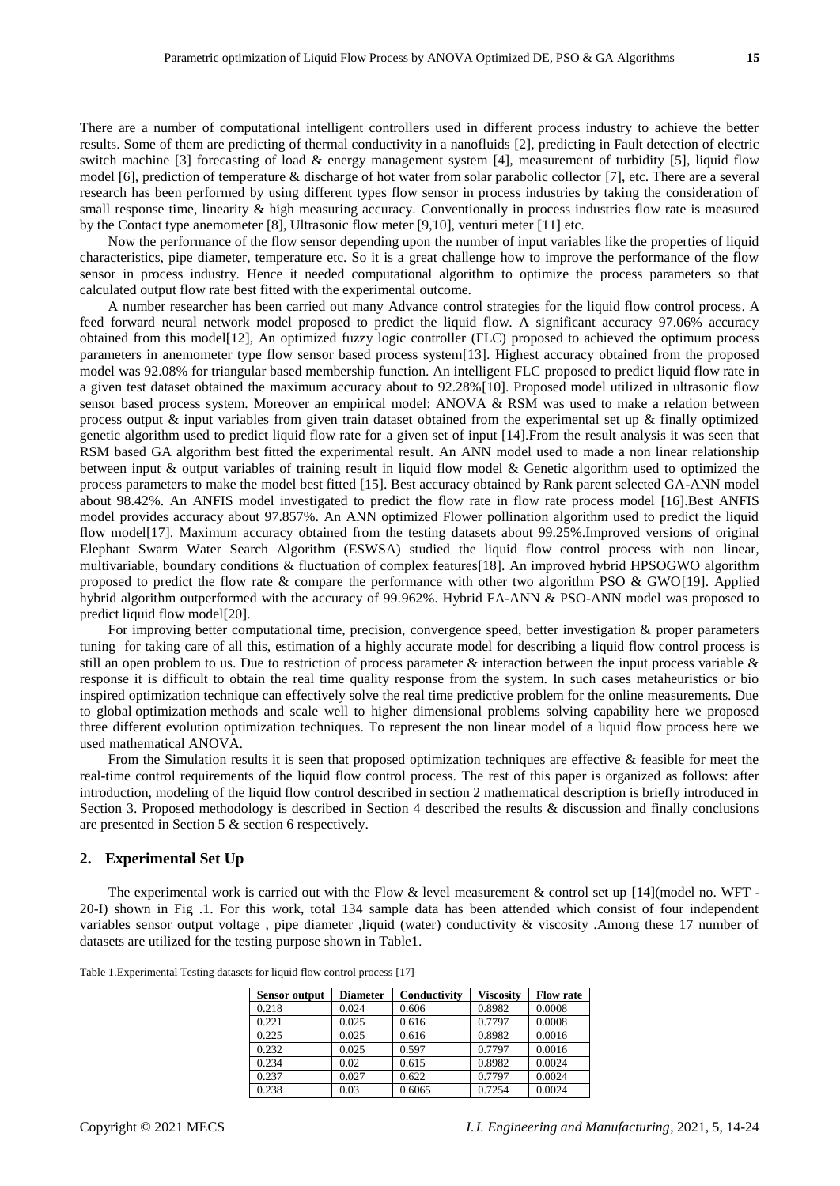There are a number of computational intelligent controllers used in different process industry to achieve the better results. Some of them are predicting of thermal conductivity in a nanofluids [2], predicting in Fault detection of electric switch machine [3] forecasting of load & energy management system [4], measurement of turbidity [5], liquid flow model [6], prediction of temperature & discharge of hot water from solar parabolic collector [7], etc. There are a several research has been performed by using different types flow sensor in process industries by taking the consideration of small response time, linearity & high measuring accuracy. Conventionally in process industries flow rate is measured by the Contact type anemometer [8], Ultrasonic flow meter [9,10], venturi meter [11] etc.

Now the performance of the flow sensor depending upon the number of input variables like the properties of liquid characteristics, pipe diameter, temperature etc. So it is a great challenge how to improve the performance of the flow sensor in process industry. Hence it needed computational algorithm to optimize the process parameters so that calculated output flow rate best fitted with the experimental outcome.

A number researcher has been carried out many Advance control strategies for the liquid flow control process. A feed forward neural network model proposed to predict the liquid flow. A significant accuracy 97.06% accuracy obtained from this model[12], An optimized fuzzy logic controller (FLC) proposed to achieved the optimum process parameters in anemometer type flow sensor based process system[13]. Highest accuracy obtained from the proposed model was 92.08% for triangular based membership function. An intelligent FLC proposed to predict liquid flow rate in a given test dataset obtained the maximum accuracy about to 92.28%[10]. Proposed model utilized in ultrasonic flow sensor based process system. Moreover an empirical model: ANOVA & RSM was used to make a relation between process output & input variables from given train dataset obtained from the experimental set up & finally optimized genetic algorithm used to predict liquid flow rate for a given set of input [14].From the result analysis it was seen that RSM based GA algorithm best fitted the experimental result. An ANN model used to made a non linear relationship between input & output variables of training result in liquid flow model & Genetic algorithm used to optimized the process parameters to make the model best fitted [15]. Best accuracy obtained by Rank parent selected GA-ANN model about 98.42%. An ANFIS model investigated to predict the flow rate in flow rate process model [16].Best ANFIS model provides accuracy about 97.857%. An ANN optimized Flower pollination algorithm used to predict the liquid flow model[17]. Maximum accuracy obtained from the testing datasets about 99.25%.Improved versions of original Elephant Swarm Water Search Algorithm (ESWSA) studied the liquid flow control process with non linear, multivariable, boundary conditions & fluctuation of complex features[18]. An improved hybrid HPSOGWO algorithm proposed to predict the flow rate & compare the performance with other two algorithm PSO & GWO[19]. Applied hybrid algorithm outperformed with the accuracy of 99.962%. Hybrid FA-ANN & PSO-ANN model was proposed to predict liquid flow model[20].

For improving better computational time, precision, convergence speed, better investigation & proper parameters tuning for taking care of all this, estimation of a highly accurate model for describing a liquid flow control process is still an open problem to us. Due to restriction of process parameter & interaction between the input process variable & response it is difficult to obtain the real time quality response from the system. In such cases metaheuristics or bio inspired optimization technique can effectively solve the real time predictive problem for the online measurements. Due to global optimization methods and scale well to higher dimensional problems solving capability here we proposed three different evolution optimization techniques. To represent the non linear model of a liquid flow process here we used mathematical ANOVA.

From the Simulation results it is seen that proposed optimization techniques are effective & feasible for meet the real-time control requirements of the liquid flow control process. The rest of this paper is organized as follows: after introduction, modeling of the liquid flow control described in section 2 mathematical description is briefly introduced in Section 3. Proposed methodology is described in Section 4 described the results & discussion and finally conclusions are presented in Section 5 & section 6 respectively.

## 2. Experimental Set Up

The experimental work is carried out with the Flow & level measurement & control set up [14](model no. WFT - 20-I) shown in Fig .1. For this work, total 134 sample data has been attended which consist of four independent variables sensor output voltage , pipe diameter ,liquid (water) conductivity & viscosity .Among these 17 number of datasets are utilized for the testing purpose shown in Table1.

Table 1.Experimental Testing datasets for liquid flow control process [17]

| Sensor output | Diameter | Conductivity | Viscosity | Flow rate |
|---|---|---|---|---|
| 0.218 | 0.024 | 0.606 | 0.8982 | 0.0008 |
| 0.221 | 0.025 | 0.616 | 0.7797 | 0.0008 |
| 0.225 | 0.025 | 0.616 | 0.8982 | 0.0016 |
| 0.232 | 0.025 | 0.597 | 0.7797 | 0.0016 |
| 0.234 | 0.02 | 0.615 | 0.8982 | 0.0024 |
| 0.237 | 0.027 | 0.622 | 0.7797 | 0.0024 |
| 0.238 | 0.03 | 0.6065 | 0.7254 | 0.0024 |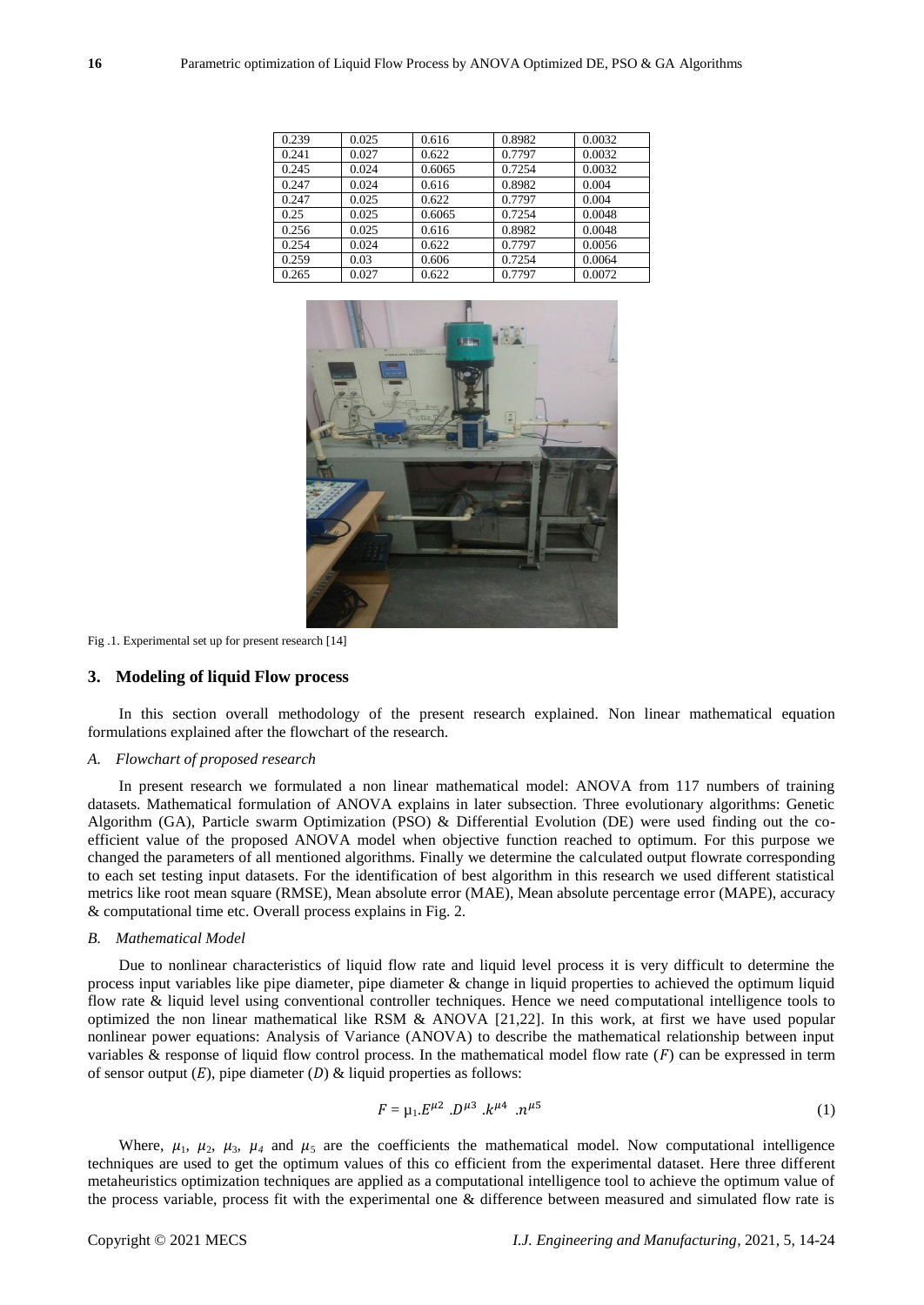| 0.239 | 0.025 | 0.616 | 0.8982 | 0.0032 |
|---|---|---|---|---|
| 0.241 | 0.027 | 0.622 | 0.7797 | 0.0032 |
| 0.245 | 0.024 | 0.6065 | 0.7254 | 0.0032 |
| 0.247 | 0.024 | 0.616 | 0.8982 | 0.004 |
| 0.247 | 0.025 | 0.622 | 0.7797 | 0.004 |
| 0.25 | 0.025 | 0.6065 | 0.7254 | 0.0048 |
| 0.256 | 0.025 | 0.616 | 0.8982 | 0.0048 |
| 0.254 | 0.024 | 0.622 | 0.7797 | 0.0056 |
| 0.259 | 0.03 | 0.606 | 0.7254 | 0.0064 |
| 0.265 | 0.027 | 0.622 | 0.7797 | 0.0072 |

Fig .1. Experimental set up for present research [14]

## 3. Modeling of liquid Flow process

In this section overall methodology of the present research explained. Non linear mathematical equation formulations explained after the flowchart of the research.

### *A. Flowchart of proposed research*

In present research we formulated a non linear mathematical model: ANOVA from 117 numbers of training datasets. Mathematical formulation of ANOVA explains in later subsection. Three evolutionary algorithms: Genetic Algorithm (GA), Particle swarm Optimization (PSO) & Differential Evolution (DE) were used finding out the co-efficient value of the proposed ANOVA model when objective function reached to optimum. For this purpose we changed the parameters of all mentioned algorithms. Finally we determine the calculated output flowrate corresponding to each set testing input datasets. For the identification of best algorithm in this research we used different statistical metrics like root mean square (RMSE), Mean absolute error (MAE), Mean absolute percentage error (MAPE), accuracy & computational time etc. Overall process explains in Fig. 2.

### *B. Mathematical Model*

Due to nonlinear characteristics of liquid flow rate and liquid level process it is very difficult to determine the process input variables like pipe diameter, pipe diameter & change in liquid properties to achieved the optimum liquid flow rate & liquid level using conventional controller techniques. Hence we need computational intelligence tools to optimized the non linear mathematical like RSM & ANOVA [21,22]. In this work, at first we have used popular nonlinear power equations: Analysis of Variance (ANOVA) to describe the mathematical relationship between input variables & response of liquid flow control process. In the mathematical model flow rate ($F$) can be expressed in term of sensor output ($E$), pipe diameter ($D$) & liquid properties as follows:

$$F = \mu_1.E^{\mu 2} .D^{\mu 3} .k^{\mu 4} .n^{\mu 5} \tag{1}$$

Where, $\mu_1$, $\mu_2$, $\mu_3$, $\mu_4$ and $\mu_5$ are the coefficients the mathematical model. Now computational intelligence techniques are used to get the optimum values of this co efficient from the experimental dataset. Here three different metaheuristics optimization techniques are applied as a computational intelligence tool to achieve the optimum value of the process variable, process fit with the experimental one & difference between measured and simulated flow rate is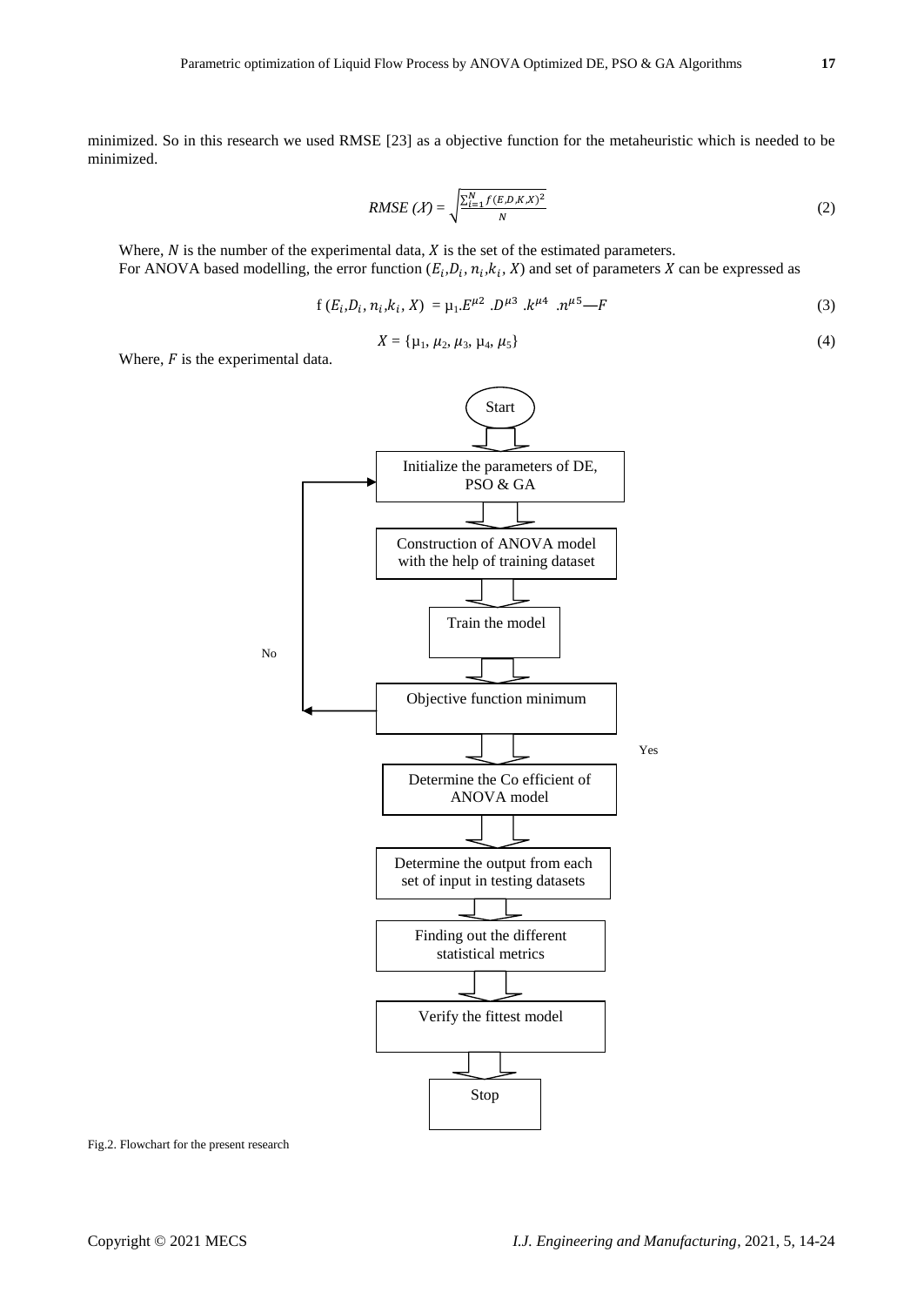minimized. So in this research we used RMSE [23] as a objective function for the metaheuristic which is needed to be minimized.

$$RMSE\ (X) = \sqrt{\frac{\sum_{i=1}^{N} f(E,D,K,X)^2}{N}} \tag{2}$$

Where, $N$ is the number of the experimental data, $X$ is the set of the estimated parameters.
For ANOVA based modelling, the error function ($E_i$,$D_i$, $n_i$,$k_i$, $X$) and set of parameters $X$ can be expressed as

$$f\,(E_i,D_i,n_i,k_i,X) = \mu_1.E^{\mu 2}\ .D^{\mu 3}\ .k^{\mu 4}\ .n^{\mu 5} - F \tag{3}$$

$$X = \{\mu_1, \mu_2, \mu_3, \mu_4, \mu_5\} \tag{4}$$

Where, $F$ is the experimental data.

Start → Initialize the parameters of DE, PSO & GA → Construction of ANOVA model with the help of training dataset → Train the model → Objective function minimum (No: return to initialization; Yes: continue) → Determine the Co efficient of ANOVA model → Determine the output from each set of input in testing datasets → Finding out the different statistical metrics → Verify the fittest model → Stop

Fig.2. Flowchart for the present research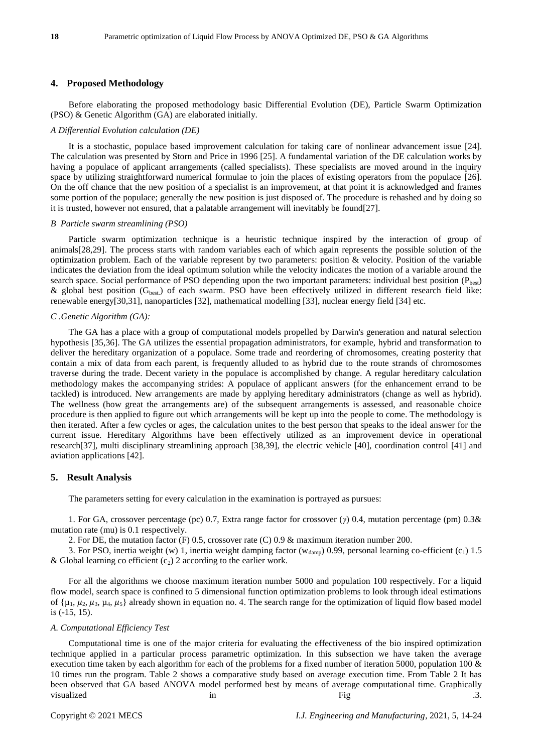## 4. Proposed Methodology

Before elaborating the proposed methodology basic Differential Evolution (DE), Particle Swarm Optimization (PSO) & Genetic Algorithm (GA) are elaborated initially.

### *A Differential Evolution calculation (DE)*

It is a stochastic, populace based improvement calculation for taking care of nonlinear advancement issue [24]. The calculation was presented by Storn and Price in 1996 [25]. A fundamental variation of the DE calculation works by having a populace of applicant arrangements (called specialists). These specialists are moved around in the inquiry space by utilizing straightforward numerical formulae to join the places of existing operators from the populace [26]. On the off chance that the new position of a specialist is an improvement, at that point it is acknowledged and frames some portion of the populace; generally the new position is just disposed of. The procedure is rehashed and by doing so it is trusted, however not ensured, that a palatable arrangement will inevitably be found[27].

### *B Particle swarm streamlining (PSO)*

Particle swarm optimization technique is a heuristic technique inspired by the interaction of group of animals[28,29]. The process starts with random variables each of which again represents the possible solution of the optimization problem. Each of the variable represent by two parameters: position & velocity. Position of the variable indicates the deviation from the ideal optimum solution while the velocity indicates the motion of a variable around the search space. Social performance of PSO depending upon the two important parameters: individual best position ($P_{best}$) & global best position ($G_{best.}$) of each swarm. PSO have been effectively utilized in different research field like: renewable energy[30,31], nanoparticles [32], mathematical modelling [33], nuclear energy field [34] etc.

### *C .Genetic Algorithm (GA):*

The GA has a place with a group of computational models propelled by Darwin's generation and natural selection hypothesis [35,36]. The GA utilizes the essential propagation administrators, for example, hybrid and transformation to deliver the hereditary organization of a populace. Some trade and reordering of chromosomes, creating posterity that contain a mix of data from each parent, is frequently alluded to as hybrid due to the route strands of chromosomes traverse during the trade. Decent variety in the populace is accomplished by change. A regular hereditary calculation methodology makes the accompanying strides: A populace of applicant answers (for the enhancement errand to be tackled) is introduced. New arrangements are made by applying hereditary administrators (change as well as hybrid). The wellness (how great the arrangements are) of the subsequent arrangements is assessed, and reasonable choice procedure is then applied to figure out which arrangements will be kept up into the people to come. The methodology is then iterated. After a few cycles or ages, the calculation unites to the best person that speaks to the ideal answer for the current issue. Hereditary Algorithms have been effectively utilized as an improvement device in operational research[37], multi disciplinary streamlining approach [38,39], the electric vehicle [40], coordination control [41] and aviation applications [42].

## 5. Result Analysis

The parameters setting for every calculation in the examination is portrayed as pursues:

1. For GA, crossover percentage (pc) 0.7, Extra range factor for crossover ($\gamma$) 0.4, mutation percentage (pm) 0.3& mutation rate (mu) is 0.1 respectively.

2. For DE, the mutation factor (F) 0.5, crossover rate (C) 0.9 & maximum iteration number 200.

3. For PSO, inertia weight (w) 1, inertia weight damping factor ($w_{damp}$) 0.99, personal learning co-efficient ($c_1$) 1.5 & Global learning co efficient ($c_2$) 2 according to the earlier work.

For all the algorithms we choose maximum iteration number 5000 and population 100 respectively. For a liquid flow model, search space is confined to 5 dimensional function optimization problems to look through ideal estimations of {$\mu_1$, $\mu_2$, $\mu_3$, $\mu_4$, $\mu_5$} already shown in equation no. 4. The search range for the optimization of liquid flow based model is (-15, 15).

### *A. Computational Efficiency Test*

Computational time is one of the major criteria for evaluating the effectiveness of the bio inspired optimization technique applied in a particular process parametric optimization. In this subsection we have taken the average execution time taken by each algorithm for each of the problems for a fixed number of iteration 5000, population 100 & 10 times run the program. Table 2 shows a comparative study based on average execution time. From Table 2 It has been observed that GA based ANOVA model performed best by means of average computational time. Graphically visualized in Fig .3.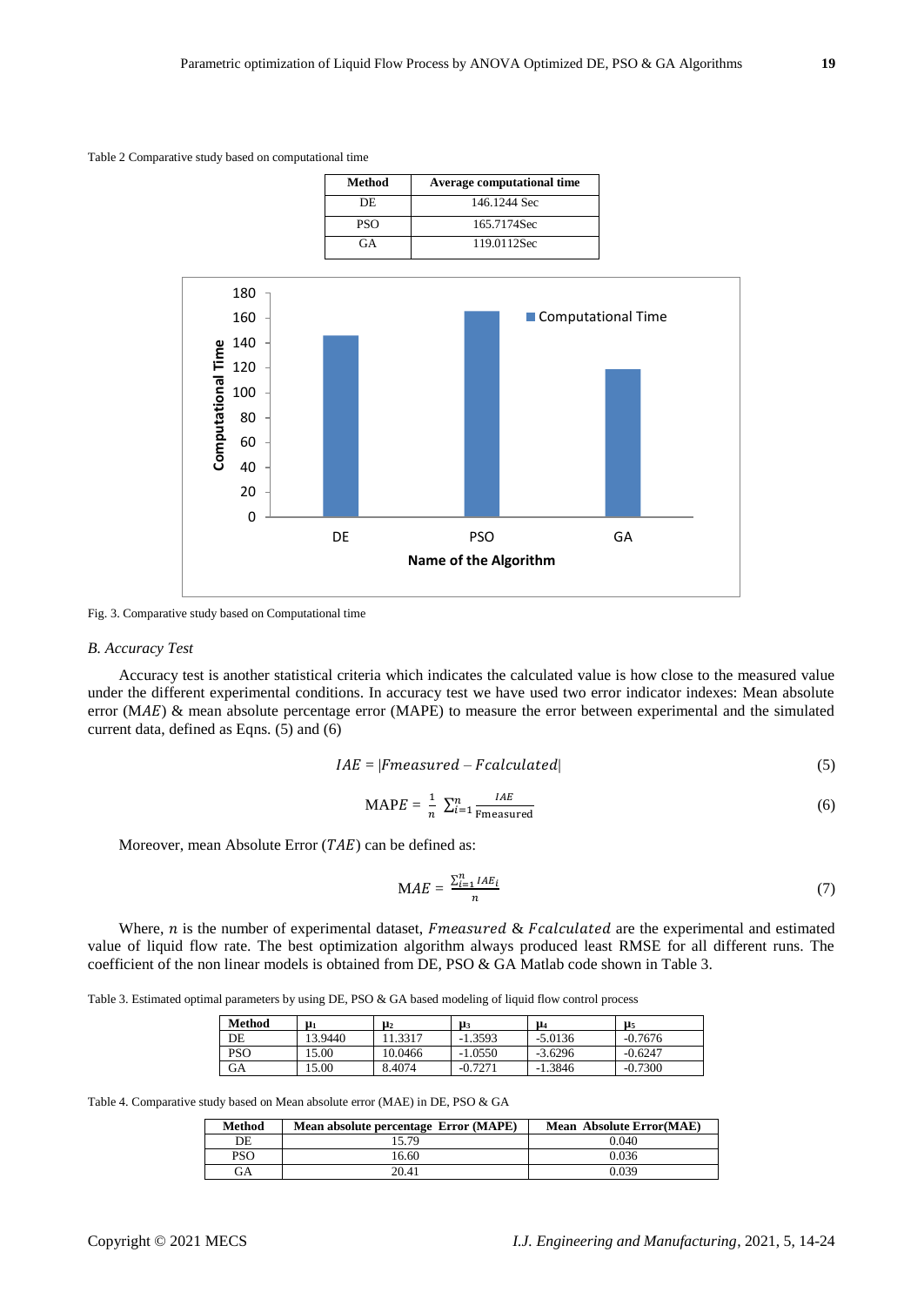Table 2 Comparative study based on computational time

| Method | Average computational time |
|---|---|
| DE | 146.1244 Sec |
| PSO | 165.7174Sec |
| GA | 119.0112Sec |

Fig. 3. Comparative study based on Computational time

### *B. Accuracy Test*

Accuracy test is another statistical criteria which indicates the calculated value is how close to the measured value under the different experimental conditions. In accuracy test we have used two error indicator indexes: Mean absolute error (M$AE$) & mean absolute percentage error (MAPE) to measure the error between experimental and the simulated current data, defined as Eqns. (5) and (6)

$$IAE = |Fmeasured - Fcalculated| \tag{5}$$

$$\text{MAPE} = \frac{1}{n}\sum_{i=1}^{n}\frac{IAE}{\text{Fmeasured}} \tag{6}$$

Moreover, mean Absolute Error ($TAE$) can be defined as:

$$MAE = \frac{\sum_{i=1}^{n} IAE_i}{n} \tag{7}$$

Where, $n$ is the number of experimental dataset, $Fmeasured$ & $Fcalculated$ are the experimental and estimated value of liquid flow rate. The best optimization algorithm always produced least RMSE for all different runs. The coefficient of the non linear models is obtained from DE, PSO & GA Matlab code shown in Table 3.

Table 3. Estimated optimal parameters by using DE, PSO & GA based modeling of liquid flow control process

| Method | $\mu_1$ | $\mu_2$ | $\mu_3$ | $\mu_4$ | $\mu_5$ |
|---|---|---|---|---|---|
| DE | 13.9440 | 11.3317 | -1.3593 | -5.0136 | -0.7676 |
| PSO | 15.00 | 10.0466 | -1.0550 | -3.6296 | -0.6247 |
| GA | 15.00 | 8.4074 | -0.7271 | -1.3846 | -0.7300 |

Table 4. Comparative study based on Mean absolute error (MAE) in DE, PSO & GA

| Method | Mean absolute percentage Error (MAPE) | Mean Absolute Error(MAE) |
|---|---|---|
| DE | 15.79 | 0.040 |
| PSO | 16.60 | 0.036 |
| GA | 20.41 | 0.039 |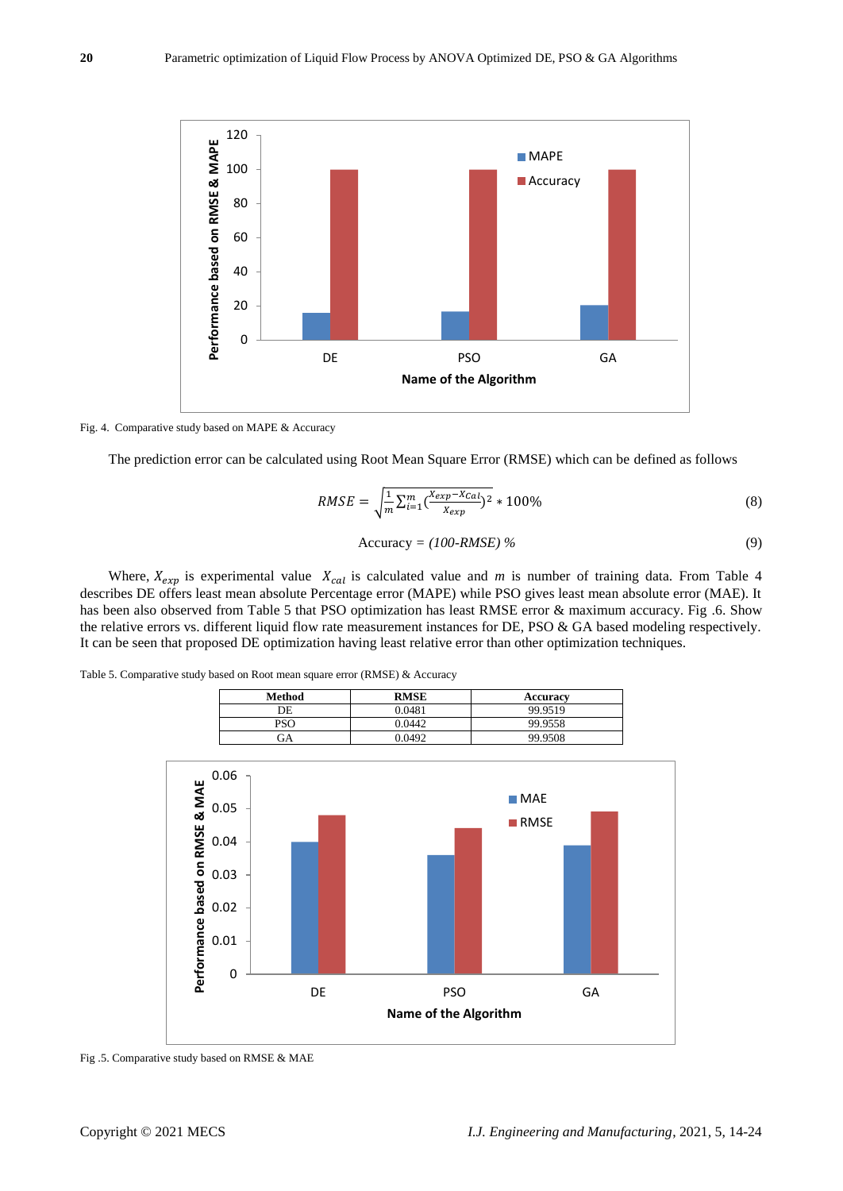Fig. 4. Comparative study based on MAPE & Accuracy

The prediction error can be calculated using Root Mean Square Error (RMSE) which can be defined as follows

$$RMSE = \sqrt{\frac{1}{m}\sum_{i=1}^{m}\left(\frac{X_{exp}-X_{Cal}}{X_{exp}}\right)^{2}} * 100\% \tag{8}$$

$$\text{Accuracy} = (100\text{-}RMSE)\ \% \tag{9}$$

Where, $X_{exp}$ is experimental value $X_{cal}$ is calculated value and $m$ is number of training data. From Table 4 describes DE offers least mean absolute Percentage error (MAPE) while PSO gives least mean absolute error (MAE). It has been also observed from Table 5 that PSO optimization has least RMSE error & maximum accuracy. Fig .6. Show the relative errors vs. different liquid flow rate measurement instances for DE, PSO & GA based modeling respectively. It can be seen that proposed DE optimization having least relative error than other optimization techniques.

Table 5. Comparative study based on Root mean square error (RMSE) & Accuracy

| Method | RMSE | Accuracy |
|---|---|---|
| DE | 0.0481 | 99.9519 |
| PSO | 0.0442 | 99.9558 |
| GA | 0.0492 | 99.9508 |

Fig .5. Comparative study based on RMSE & MAE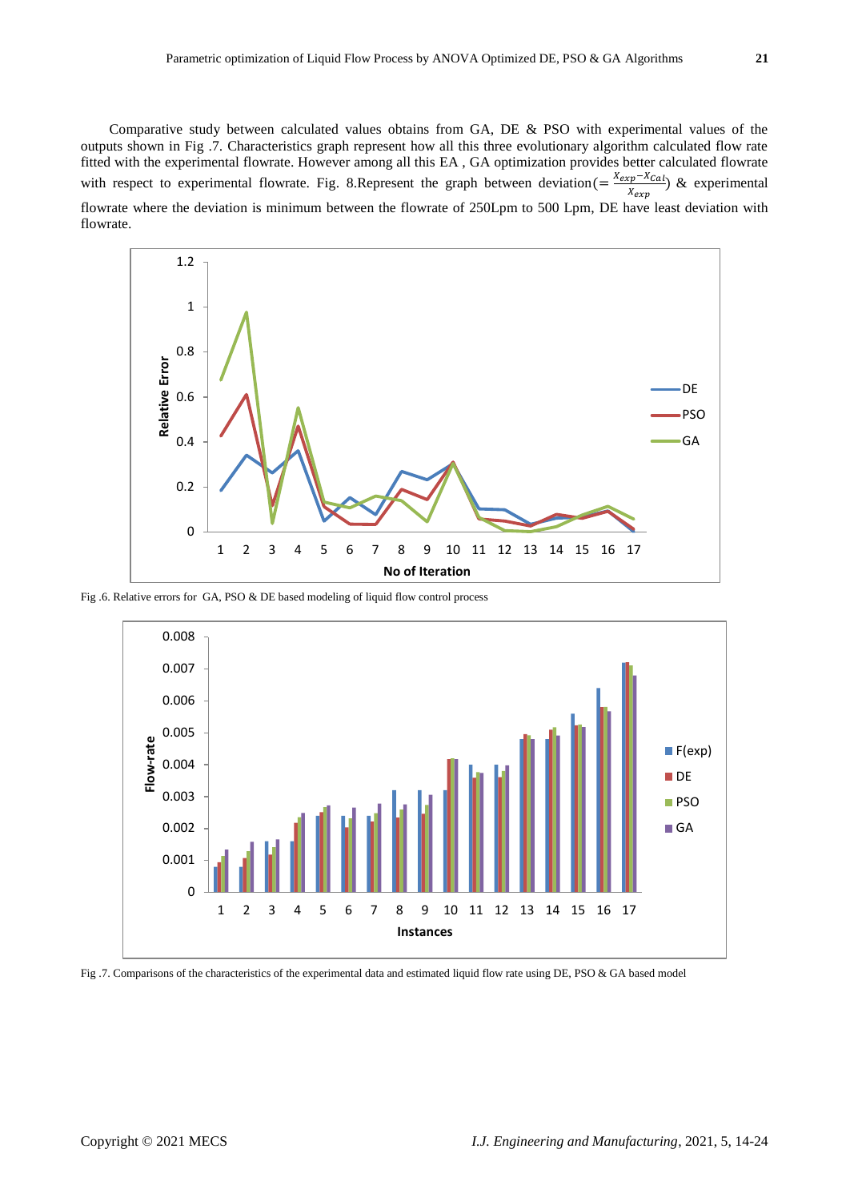Comparative study between calculated values obtains from GA, DE & PSO with experimental values of the outputs shown in Fig .7. Characteristics graph represent how all this three evolutionary algorithm calculated flow rate fitted with the experimental flowrate. However among all this EA , GA optimization provides better calculated flowrate with respect to experimental flowrate. Fig. 8.Represent the graph between deviation($= \frac{X_{exp}-X_{Cal}}{X_{exp}}$) & experimental flowrate where the deviation is minimum between the flowrate of 250Lpm to 500 Lpm, DE have least deviation with flowrate.

Fig .6. Relative errors for GA, PSO & DE based modeling of liquid flow control process

Fig .7. Comparisons of the characteristics of the experimental data and estimated liquid flow rate using DE, PSO & GA based model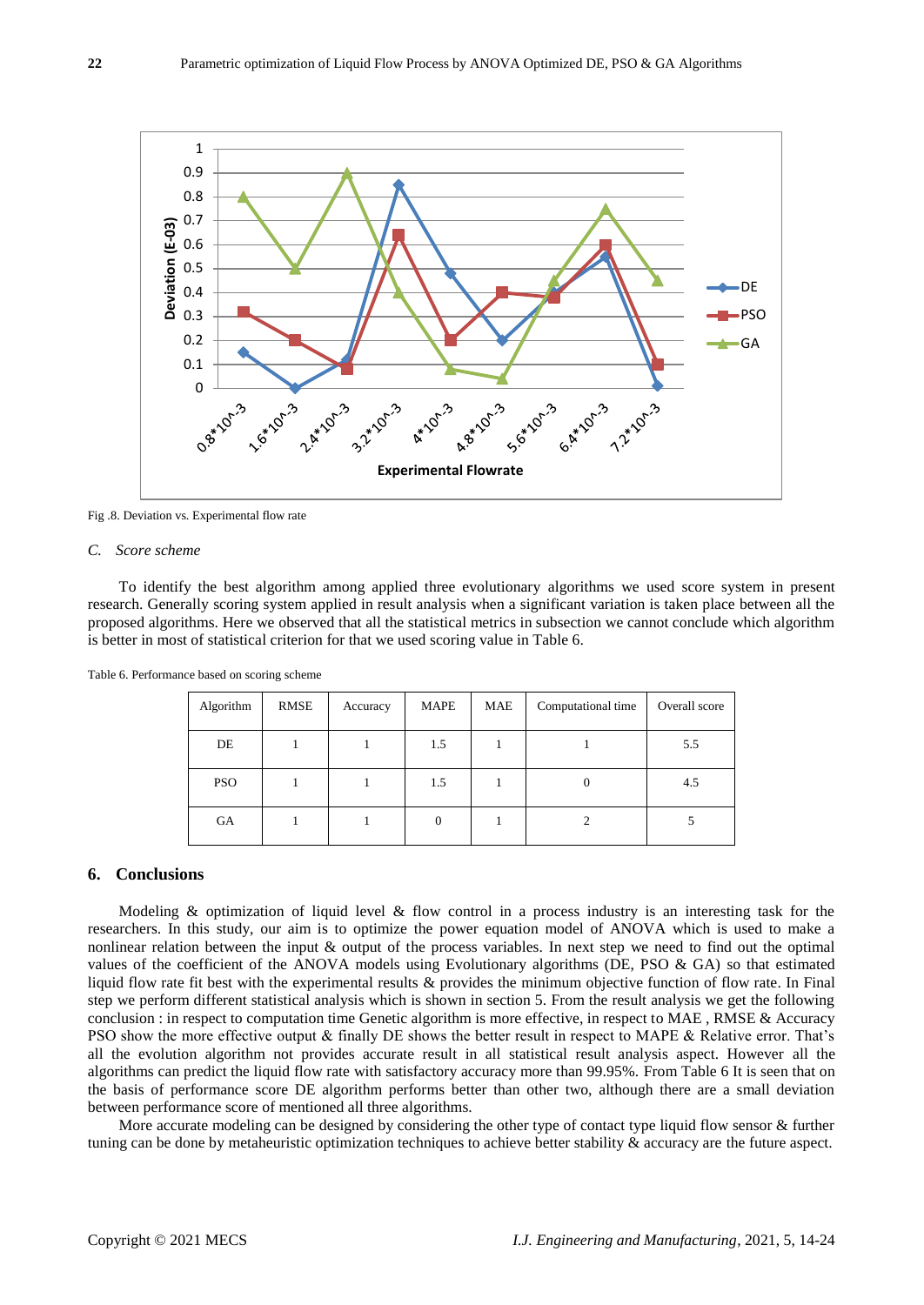Fig .8. Deviation vs. Experimental flow rate

### *C. Score scheme*

To identify the best algorithm among applied three evolutionary algorithms we used score system in present research. Generally scoring system applied in result analysis when a significant variation is taken place between all the proposed algorithms. Here we observed that all the statistical metrics in subsection we cannot conclude which algorithm is better in most of statistical criterion for that we used scoring value in Table 6.

Table 6. Performance based on scoring scheme

| Algorithm | RMSE | Accuracy | MAPE | MAE | Computational time | Overall score |
|---|---|---|---|---|---|---|
| DE | 1 | 1 | 1.5 | 1 | 1 | 5.5 |
| PSO | 1 | 1 | 1.5 | 1 | 0 | 4.5 |
| GA | 1 | 1 | 0 | 1 | 2 | 5 |

## 6. Conclusions

Modeling & optimization of liquid level & flow control in a process industry is an interesting task for the researchers. In this study, our aim is to optimize the power equation model of ANOVA which is used to make a nonlinear relation between the input & output of the process variables. In next step we need to find out the optimal values of the coefficient of the ANOVA models using Evolutionary algorithms (DE, PSO & GA) so that estimated liquid flow rate fit best with the experimental results & provides the minimum objective function of flow rate. In Final step we perform different statistical analysis which is shown in section 5. From the result analysis we get the following conclusion : in respect to computation time Genetic algorithm is more effective, in respect to MAE , RMSE & Accuracy PSO show the more effective output & finally DE shows the better result in respect to MAPE & Relative error. That's all the evolution algorithm not provides accurate result in all statistical result analysis aspect. However all the algorithms can predict the liquid flow rate with satisfactory accuracy more than 99.95%. From Table 6 It is seen that on the basis of performance score DE algorithm performs better than other two, although there are a small deviation between performance score of mentioned all three algorithms.

More accurate modeling can be designed by considering the other type of contact type liquid flow sensor & further tuning can be done by metaheuristic optimization techniques to achieve better stability & accuracy are the future aspect.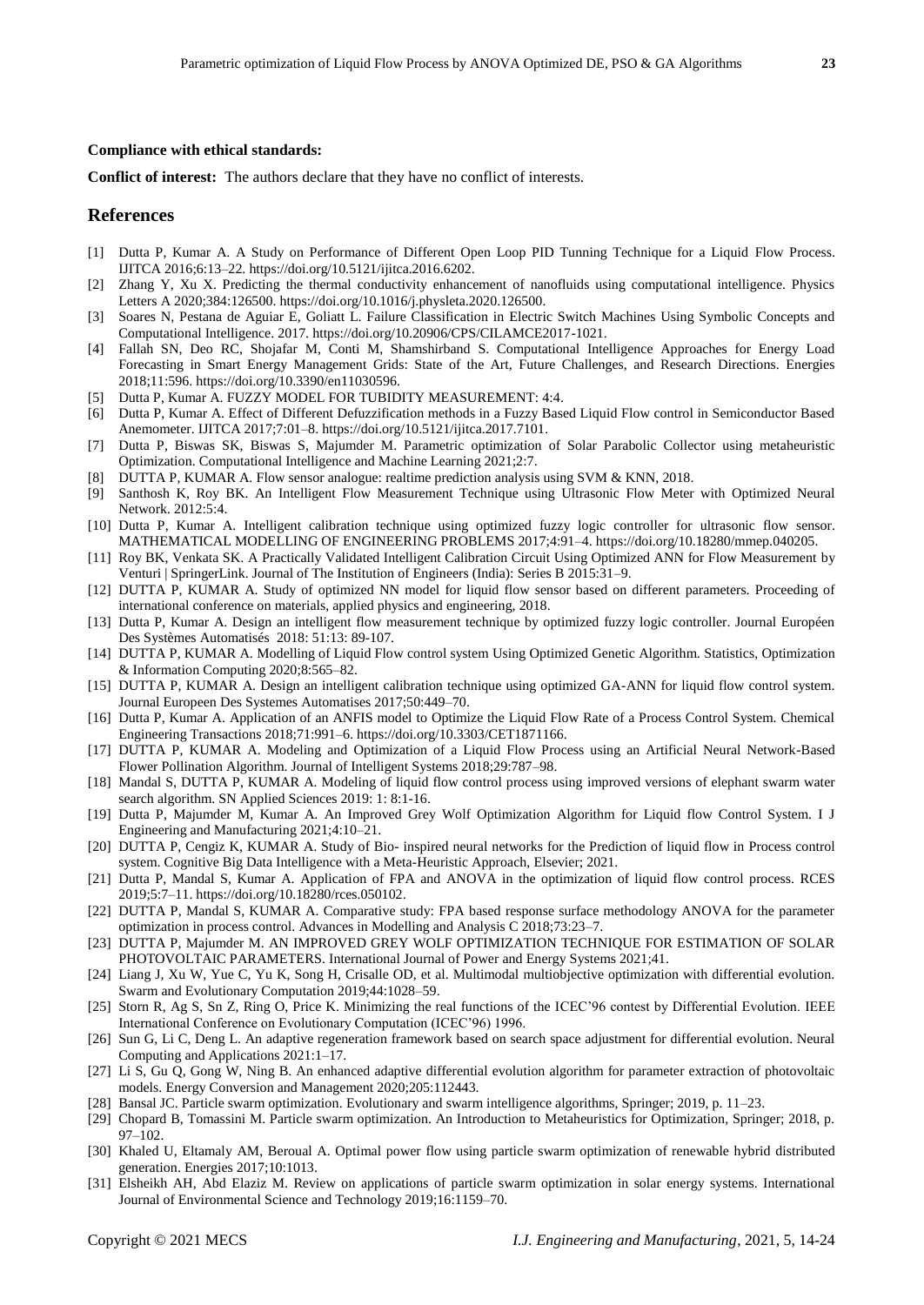**Compliance with ethical standards:**

**Conflict of interest:** The authors declare that they have no conflict of interests.

## References

[1] Dutta P, Kumar A. A Study on Performance of Different Open Loop PID Tunning Technique for a Liquid Flow Process. IJITCA 2016;6:13–22. https://doi.org/10.5121/ijitca.2016.6202.

[2] Zhang Y, Xu X. Predicting the thermal conductivity enhancement of nanofluids using computational intelligence. Physics Letters A 2020;384:126500. https://doi.org/10.1016/j.physleta.2020.126500.

[3] Soares N, Pestana de Aguiar E, Goliatt L. Failure Classification in Electric Switch Machines Using Symbolic Concepts and Computational Intelligence. 2017. https://doi.org/10.20906/CPS/CILAMCE2017-1021.

[4] Fallah SN, Deo RC, Shojafar M, Conti M, Shamshirband S. Computational Intelligence Approaches for Energy Load Forecasting in Smart Energy Management Grids: State of the Art, Future Challenges, and Research Directions. Energies 2018;11:596. https://doi.org/10.3390/en11030596.

[5] Dutta P, Kumar A. FUZZY MODEL FOR TURBIDITY MEASUREMENT: 4:4.

[6] Dutta P, Kumar A. Effect of Different Defuzzification methods in a Fuzzy Based Liquid Flow control in Semiconductor Based Anemometer. IJITCA 2017;7:01–8. https://doi.org/10.5121/ijitca.2017.7101.

[7] Dutta P, Biswas SK, Biswas S, Majumder M. Parametric optimization of Solar Parabolic Collector using metaheuristic Optimization. Computational Intelligence and Machine Learning 2021;2:7.

[8] DUTTA P, KUMAR A. Flow sensor analogue: realtime prediction analysis using SVM & KNN, 2018.

[9] Santhosh K, Roy BK. An Intelligent Flow Measurement Technique using Ultrasonic Flow Meter with Optimized Neural Network. 2012:5:4.

[10] Dutta P, Kumar A. Intelligent calibration technique using optimized fuzzy logic controller for ultrasonic flow sensor. MATHEMATICAL MODELLING OF ENGINEERING PROBLEMS 2017;4:91–4. https://doi.org/10.18280/mmep.040205.

[11] Roy BK, Venkata SK. A Practically Validated Intelligent Calibration Circuit Using Optimized ANN for Flow Measurement by Venturi | SpringerLink. Journal of The Institution of Engineers (India): Series B 2015:31–9.

[12] DUTTA P, KUMAR A. Study of optimized NN model for liquid flow sensor based on different parameters. Proceeding of international conference on materials, applied physics and engineering, 2018.

[13] Dutta P, Kumar A. Design an intelligent flow measurement technique by optimized fuzzy logic controller. Journal Européen Des Systèmes Automatisés 2018: 51:13: 89-107.

[14] DUTTA P, KUMAR A. Modelling of Liquid Flow control system Using Optimized Genetic Algorithm. Statistics, Optimization & Information Computing 2020;8:565–82.

[15] DUTTA P, KUMAR A. Design an intelligent calibration technique using optimized GA-ANN for liquid flow control system. Journal Europeen Des Systemes Automatises 2017;50:449–70.

[16] Dutta P, Kumar A. Application of an ANFIS model to Optimize the Liquid Flow Rate of a Process Control System. Chemical Engineering Transactions 2018;71:991–6. https://doi.org/10.3303/CET1871166.

[17] DUTTA P, KUMAR A. Modeling and Optimization of a Liquid Flow Process using an Artificial Neural Network-Based Flower Pollination Algorithm. Journal of Intelligent Systems 2018;29:787–98.

[18] Mandal S, DUTTA P, KUMAR A. Modeling of liquid flow control process using improved versions of elephant swarm water search algorithm. SN Applied Sciences 2019: 1: 8:1-16.

[19] Dutta P, Majumder M, Kumar A. An Improved Grey Wolf Optimization Algorithm for Liquid flow Control System. I J Engineering and Manufacturing 2021;4:10–21.

[20] DUTTA P, Cengiz K, KUMAR A. Study of Bio- inspired neural networks for the Prediction of liquid flow in Process control system. Cognitive Big Data Intelligence with a Meta-Heuristic Approach, Elsevier; 2021.

[21] Dutta P, Mandal S, Kumar A. Application of FPA and ANOVA in the optimization of liquid flow control process. RCES 2019;5:7–11. https://doi.org/10.18280/rces.050102.

[22] DUTTA P, Mandal S, KUMAR A. Comparative study: FPA based response surface methodology ANOVA for the parameter optimization in process control. Advances in Modelling and Analysis C 2018;73:23–7.

[23] DUTTA P, Majumder M. AN IMPROVED GREY WOLF OPTIMIZATION TECHNIQUE FOR ESTIMATION OF SOLAR PHOTOVOLTAIC PARAMETERS. International Journal of Power and Energy Systems 2021;41.

[24] Liang J, Xu W, Yue C, Yu K, Song H, Crisalle OD, et al. Multimodal multiobjective optimization with differential evolution. Swarm and Evolutionary Computation 2019;44:1028–59.

[25] Storn R, Ag S, Sn Z, Ring O, Price K. Minimizing the real functions of the ICEC'96 contest by Differential Evolution. IEEE International Conference on Evolutionary Computation (ICEC'96) 1996.

[26] Sun G, Li C, Deng L. An adaptive regeneration framework based on search space adjustment for differential evolution. Neural Computing and Applications 2021:1–17.

[27] Li S, Gu Q, Gong W, Ning B. An enhanced adaptive differential evolution algorithm for parameter extraction of photovoltaic models. Energy Conversion and Management 2020;205:112443.

[28] Bansal JC. Particle swarm optimization. Evolutionary and swarm intelligence algorithms, Springer; 2019, p. 11–23.

[29] Chopard B, Tomassini M. Particle swarm optimization. An Introduction to Metaheuristics for Optimization, Springer; 2018, p. 97–102.

[30] Khaled U, Eltamaly AM, Beroual A. Optimal power flow using particle swarm optimization of renewable hybrid distributed generation. Energies 2017;10:1013.

[31] Elsheikh AH, Abd Elaziz M. Review on applications of particle swarm optimization in solar energy systems. International Journal of Environmental Science and Technology 2019;16:1159–70.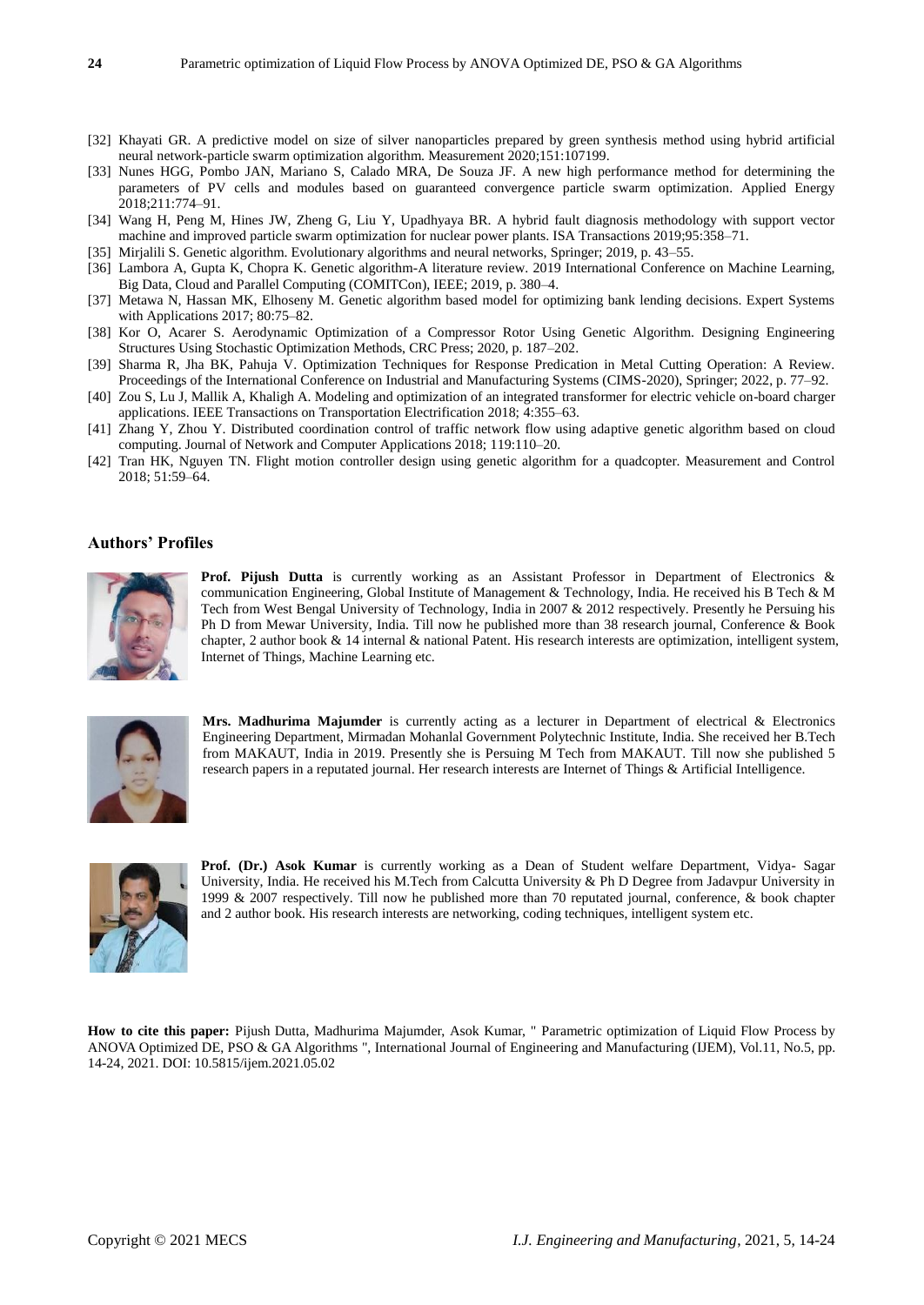[32] Khayati GR. A predictive model on size of silver nanoparticles prepared by green synthesis method using hybrid artificial neural network-particle swarm optimization algorithm. Measurement 2020;151:107199.

[33] Nunes HGG, Pombo JAN, Mariano S, Calado MRA, De Souza JF. A new high performance method for determining the parameters of PV cells and modules based on guaranteed convergence particle swarm optimization. Applied Energy 2018;211:774–91.

[34] Wang H, Peng M, Hines JW, Zheng G, Liu Y, Upadhyaya BR. A hybrid fault diagnosis methodology with support vector machine and improved particle swarm optimization for nuclear power plants. ISA Transactions 2019;95:358–71.

[35] Mirjalili S. Genetic algorithm. Evolutionary algorithms and neural networks, Springer; 2019, p. 43–55.

[36] Lambora A, Gupta K, Chopra K. Genetic algorithm-A literature review. 2019 International Conference on Machine Learning, Big Data, Cloud and Parallel Computing (COMITCon), IEEE; 2019, p. 380–4.

[37] Metawa N, Hassan MK, Elhoseny M. Genetic algorithm based model for optimizing bank lending decisions. Expert Systems with Applications 2017; 80:75–82.

[38] Kor O, Acarer S. Aerodynamic Optimization of a Compressor Rotor Using Genetic Algorithm. Designing Engineering Structures Using Stochastic Optimization Methods, CRC Press; 2020, p. 187–202.

[39] Sharma R, Jha BK, Pahuja V. Optimization Techniques for Response Predication in Metal Cutting Operation: A Review. Proceedings of the International Conference on Industrial and Manufacturing Systems (CIMS-2020), Springer; 2022, p. 77–92.

[40] Zou S, Lu J, Mallik A, Khaligh A. Modeling and optimization of an integrated transformer for electric vehicle on-board charger applications. IEEE Transactions on Transportation Electrification 2018; 4:355–63.

[41] Zhang Y, Zhou Y. Distributed coordination control of traffic network flow using adaptive genetic algorithm based on cloud computing. Journal of Network and Computer Applications 2018; 119:110–20.

[42] Tran HK, Nguyen TN. Flight motion controller design using genetic algorithm for a quadcopter. Measurement and Control 2018; 51:59–64.

## Authors' Profiles

**Prof. Pijush Dutta** is currently working as an Assistant Professor in Department of Electronics & communication Engineering, Global Institute of Management & Technology, India. He received his B Tech & M Tech from West Bengal University of Technology, India in 2007 & 2012 respectively. Presently he Persuing his Ph D from Mewar University, India. Till now he published more than 38 research journal, Conference & Book chapter, 2 author book & 14 internal & national Patent. His research interests are optimization, intelligent system, Internet of Things, Machine Learning etc.

**Mrs. Madhurima Majumder** is currently acting as a lecturer in Department of electrical & Electronics Engineering Department, Mirmadan Mohanlal Government Polytechnic Institute, India. She received her B.Tech from MAKAUT, India in 2019. Presently she is Persuing M Tech from MAKAUT. Till now she published 5 research papers in a reputated journal. Her research interests are Internet of Things & Artificial Intelligence.

**Prof. (Dr.) Asok Kumar** is currently working as a Dean of Student welfare Department, Vidya- Sagar University, India. He received his M.Tech from Calcutta University & Ph D Degree from Jadavpur University in 1999 & 2007 respectively. Till now he published more than 70 reputated journal, conference, & book chapter and 2 author book. His research interests are networking, coding techniques, intelligent system etc.

**How to cite this paper:** Pijush Dutta, Madhurima Majumder, Asok Kumar, " Parametric optimization of Liquid Flow Process by ANOVA Optimized DE, PSO & GA Algorithms ", International Journal of Engineering and Manufacturing (IJEM), Vol.11, No.5, pp. 14-24, 2021. DOI: 10.5815/ijem.2021.05.02